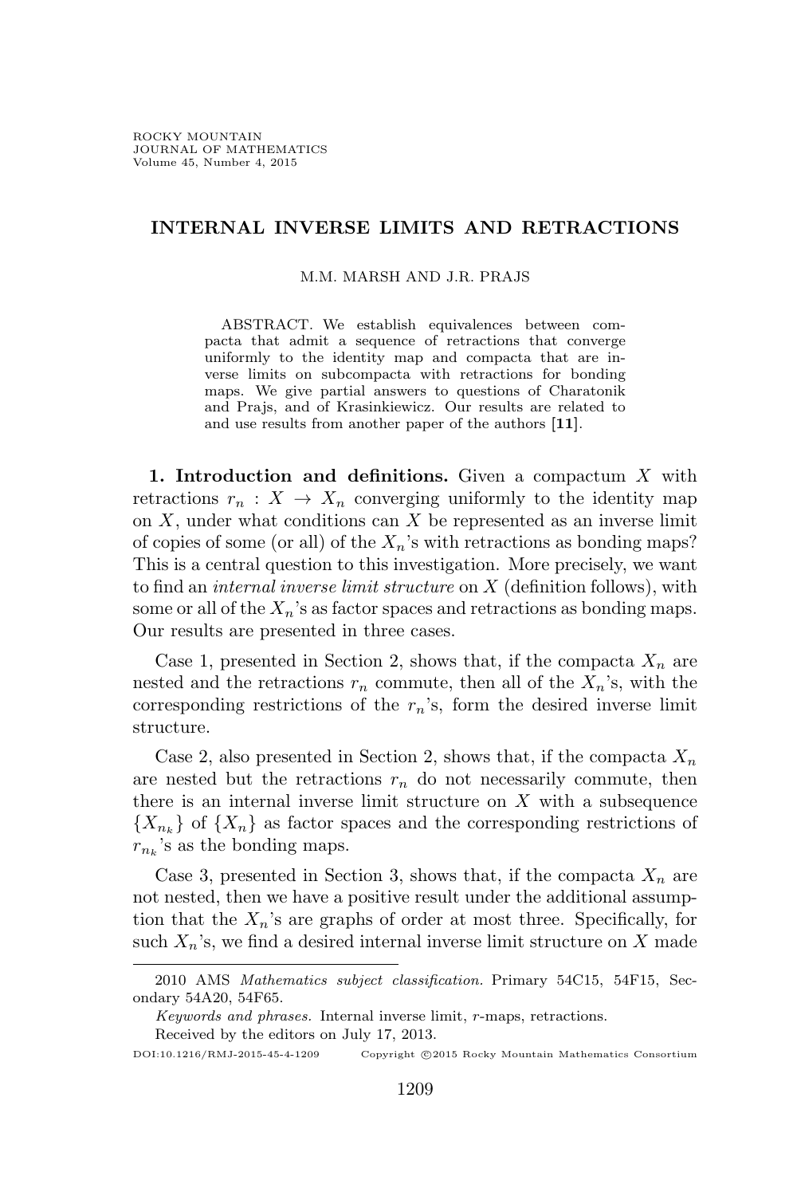# INTERNAL INVERSE LIMITS AND RETRACTIONS

M.M. MARSH AND J.R. PRAJS

ABSTRACT. We establish equivalences between compacta that admit a sequence of retractions that converge uniformly to the identity map and compacta that are inverse limits on subcompacta with retractions for bonding maps. We give partial answers to questions of Charatonik and Prajs, and of Krasinkiewicz. Our results are related to and use results from another paper of the authors **[11]**.

**1. Introduction and definitions.** Given a compactum $X$ with retractions $r_n : X \to X_n$ converging uniformly to the identity map on $X$, under what conditions can $X$ be represented as an inverse limit of copies of some (or all) of the $X_n$'s with retractions as bonding maps? This is a central question to this investigation. More precisely, we want to find an *internal inverse limit structure* on $X$ (definition follows), with some or all of the $X_n$'s as factor spaces and retractions as bonding maps. Our results are presented in three cases.

Case 1, presented in Section 2, shows that, if the compacta $X_n$ are nested and the retractions $r_n$ commute, then all of the $X_n$'s, with the corresponding restrictions of the $r_n$'s, form the desired inverse limit structure.

Case 2, also presented in Section 2, shows that, if the compacta $X_n$ are nested but the retractions $r_n$ do not necessarily commute, then there is an internal inverse limit structure on $X$ with a subsequence $\{X_{n_k}\}$ of $\{X_n\}$ as factor spaces and the corresponding restrictions of $r_{n_k}$'s as the bonding maps.

Case 3, presented in Section 3, shows that, if the compacta $X_n$ are not nested, then we have a positive result under the additional assumption that the $X_n$'s are graphs of order at most three. Specifically, for such $X_n$'s, we find a desired internal inverse limit structure on $X$ made

---

2010 AMS *Mathematics subject classification.* Primary 54C15, 54F15, Secondary 54A20, 54F65.

*Keywords and phrases.* Internal inverse limit, $r$-maps, retractions.

Received by the editors on July 17, 2013.

DOI:10.1216/RMJ-2015-45-4-1209 Copyright ©2015 Rocky Mountain Mathematics Consortium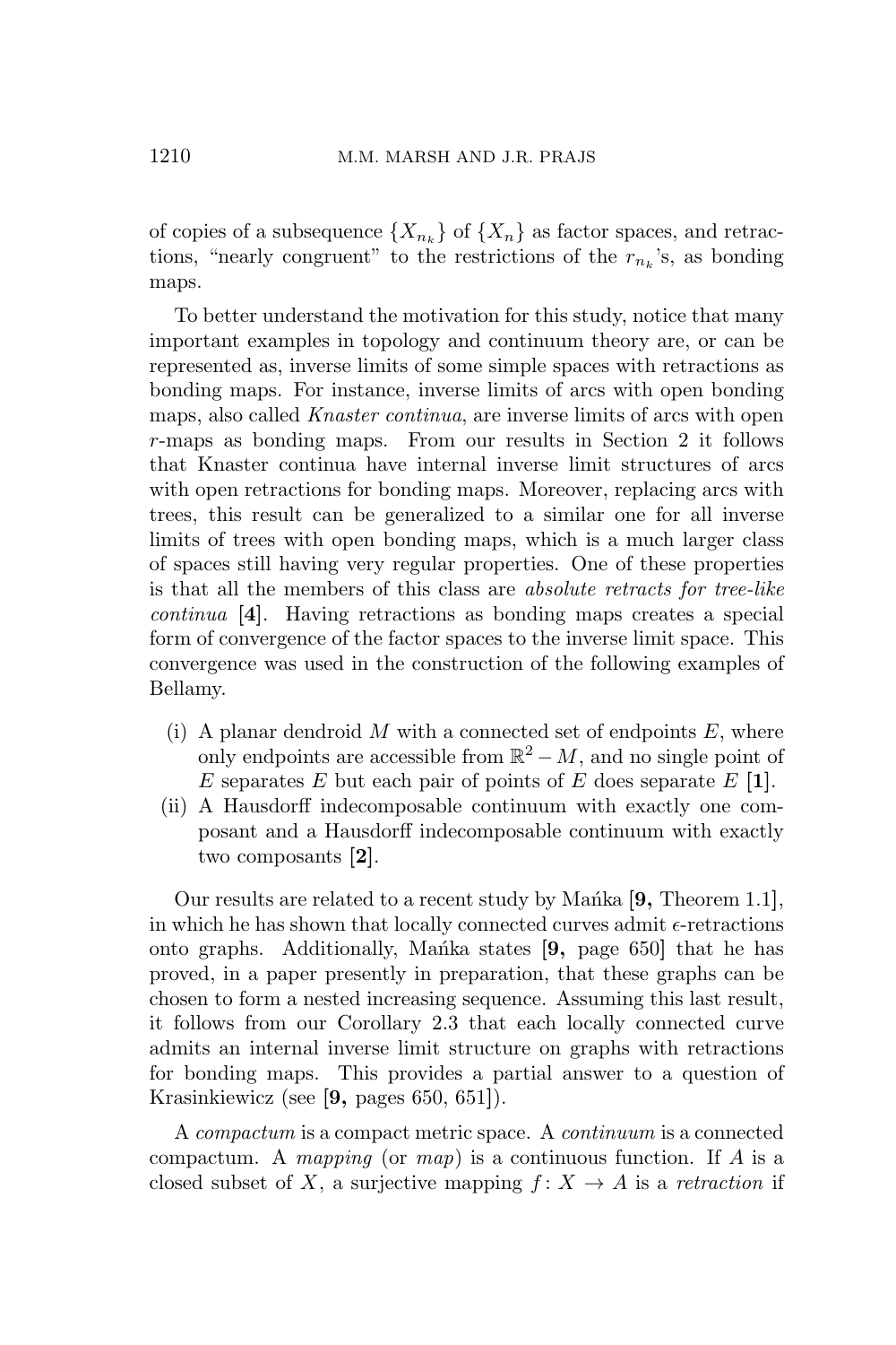of copies of a subsequence $\{X_{n_k}\}$ of $\{X_n\}$ as factor spaces, and retractions, "nearly congruent" to the restrictions of the $r_{n_k}$'s, as bonding maps.

To better understand the motivation for this study, notice that many important examples in topology and continuum theory are, or can be represented as, inverse limits of some simple spaces with retractions as bonding maps. For instance, inverse limits of arcs with open bonding maps, also called *Knaster continua*, are inverse limits of arcs with open $r$-maps as bonding maps. From our results in Section 2 it follows that Knaster continua have internal inverse limit structures of arcs with open retractions for bonding maps. Moreover, replacing arcs with trees, this result can be generalized to a similar one for all inverse limits of trees with open bonding maps, which is a much larger class of spaces still having very regular properties. One of these properties is that all the members of this class are *absolute retracts for tree-like continua* **[4]**. Having retractions as bonding maps creates a special form of convergence of the factor spaces to the inverse limit space. This convergence was used in the construction of the following examples of Bellamy.

(i) A planar dendroid $M$ with a connected set of endpoints $E$, where only endpoints are accessible from $\mathbb{R}^2 - M$, and no single point of $E$ separates $E$ but each pair of points of $E$ does separate $E$ **[1]**.
(ii) A Hausdorff indecomposable continuum with exactly one composant and a Hausdorff indecomposable continuum with exactly two composants **[2]**.

Our results are related to a recent study by Mańka **[9,** Theorem 1.1], in which he has shown that locally connected curves admit $\epsilon$-retractions onto graphs. Additionally, Mańka states **[9,** page 650] that he has proved, in a paper presently in preparation, that these graphs can be chosen to form a nested increasing sequence. Assuming this last result, it follows from our Corollary 2.3 that each locally connected curve admits an internal inverse limit structure on graphs with retractions for bonding maps. This provides a partial answer to a question of Krasinkiewicz (see **[9,** pages 650, 651]).

A *compactum* is a compact metric space. A *continuum* is a connected compactum. A *mapping* (or *map*) is a continuous function. If $A$ is a closed subset of $X$, a surjective mapping $f\colon X \to A$ is a *retraction* if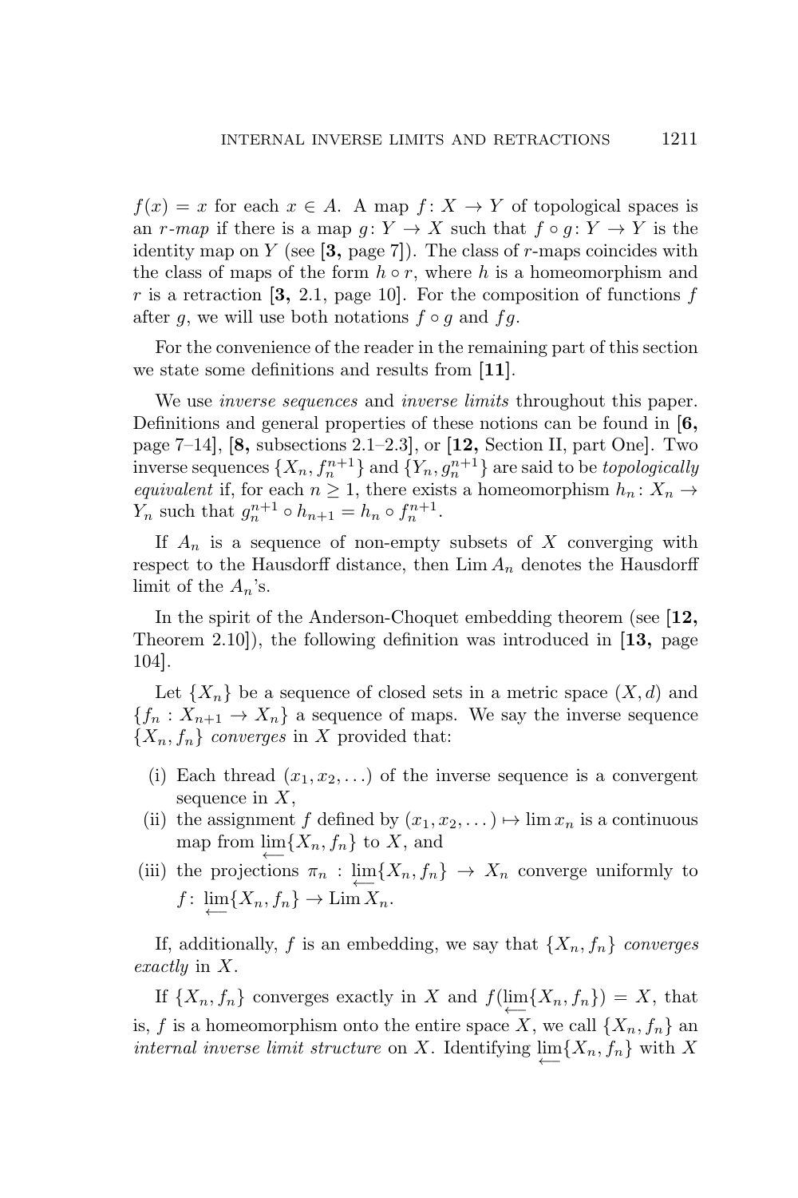$f(x) = x$ for each $x \in A$. A map $f\colon X \to Y$ of topological spaces is an *r-map* if there is a map $g\colon Y \to X$ such that $f \circ g\colon Y \to Y$ is the identity map on $Y$ (see [**3,** page 7]). The class of $r$-maps coincides with the class of maps of the form $h \circ r$, where $h$ is a homeomorphism and $r$ is a retraction [**3,** 2.1, page 10]. For the composition of functions $f$ after $g$, we will use both notations $f \circ g$ and $fg$.

For the convenience of the reader in the remaining part of this section we state some definitions and results from [**11**].

We use *inverse sequences* and *inverse limits* throughout this paper. Definitions and general properties of these notions can be found in [**6,** page 7–14], [**8,** subsections 2.1–2.3], or [**12,** Section II, part One]. Two inverse sequences $\{X_n, f_n^{n+1}\}$ and $\{Y_n, g_n^{n+1}\}$ are said to be *topologically equivalent* if, for each $n \geq 1$, there exists a homeomorphism $h_n\colon X_n \to Y_n$ such that $g_n^{n+1} \circ h_{n+1} = h_n \circ f_n^{n+1}$.

If $A_n$ is a sequence of non-empty subsets of $X$ converging with respect to the Hausdorff distance, then $\operatorname{Lim} A_n$ denotes the Hausdorff limit of the $A_n$'s.

In the spirit of the Anderson-Choquet embedding theorem (see [**12,** Theorem 2.10]), the following definition was introduced in [**13,** page 104].

Let $\{X_n\}$ be a sequence of closed sets in a metric space $(X, d)$ and $\{f_n : X_{n+1} \to X_n\}$ a sequence of maps. We say the inverse sequence $\{X_n, f_n\}$ *converges* in $X$ provided that:

(i) Each thread $(x_1, x_2, \ldots)$ of the inverse sequence is a convergent sequence in $X$,

(ii) the assignment $f$ defined by $(x_1, x_2, \dots) \mapsto \lim x_n$ is a continuous map from $\varprojlim\{X_n, f_n\}$ to $X$, and

(iii) the projections $\pi_n : \varprojlim\{X_n, f_n\} \to X_n$ converge uniformly to $f\colon \varprojlim\{X_n, f_n\} \to \operatorname{Lim} X_n$.

If, additionally, $f$ is an embedding, we say that $\{X_n, f_n\}$ *converges exactly* in $X$.

If $\{X_n, f_n\}$ converges exactly in $X$ and $f(\varprojlim\{X_n, f_n\}) = X$, that is, $f$ is a homeomorphism onto the entire space $X$, we call $\{X_n, f_n\}$ an *internal inverse limit structure* on $X$. Identifying $\varprojlim\{X_n, f_n\}$ with $X$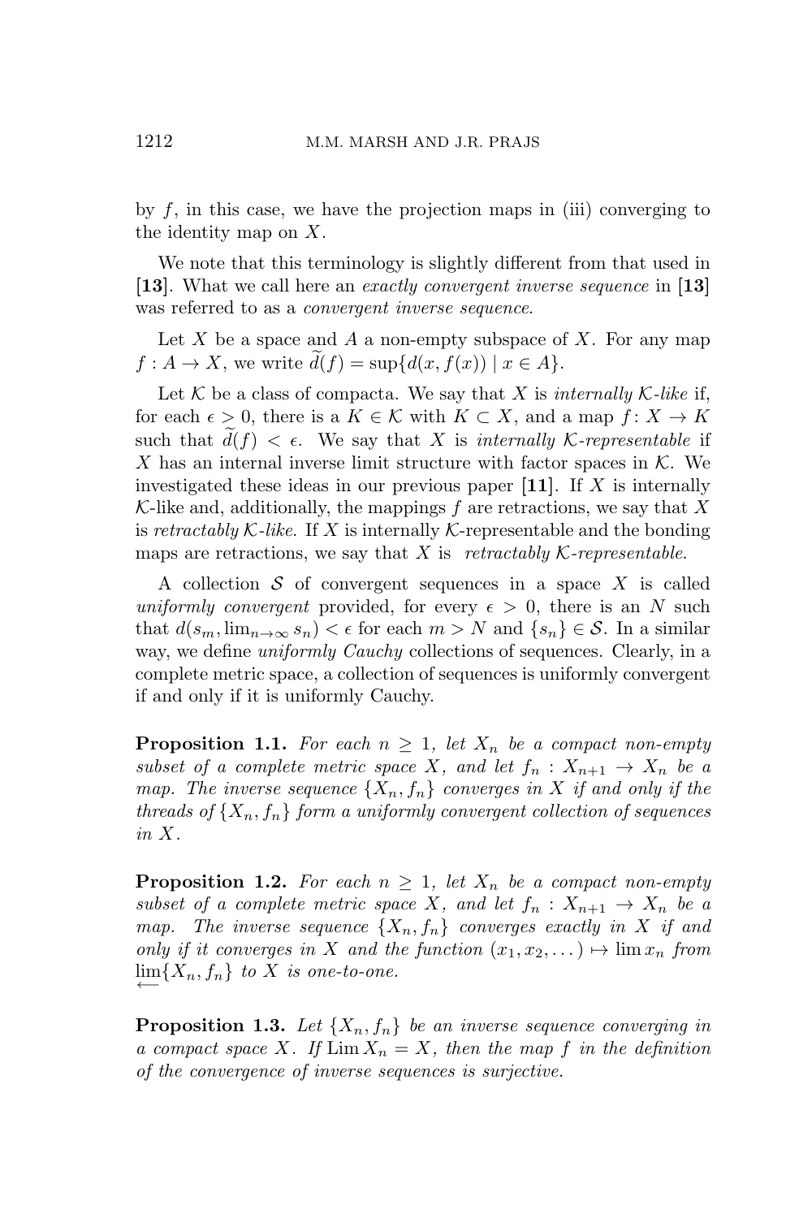by $f$, in this case, we have the projection maps in (iii) converging to the identity map on $X$.

We note that this terminology is slightly different from that used in **[13]**. What we call here an *exactly convergent inverse sequence* in **[13]** was referred to as a *convergent inverse sequence*.

Let $X$ be a space and $A$ a non-empty subspace of $X$. For any map $f : A \to X$, we write $\widetilde{d}(f) = \sup\{d(x, f(x)) \mid x \in A\}$.

Let $\mathcal{K}$ be a class of compacta. We say that $X$ is *internally $\mathcal{K}$-like* if, for each $\epsilon > 0$, there is a $K \in \mathcal{K}$ with $K \subset X$, and a map $f\colon X \to K$ such that $\widetilde{d}(f) < \epsilon$. We say that $X$ is *internally $\mathcal{K}$-representable* if $X$ has an internal inverse limit structure with factor spaces in $\mathcal{K}$. We investigated these ideas in our previous paper **[11]**. If $X$ is internally $\mathcal{K}$-like and, additionally, the mappings $f$ are retractions, we say that $X$ is *retractably $\mathcal{K}$-like*. If $X$ is internally $\mathcal{K}$-representable and the bonding maps are retractions, we say that $X$ is *retractably $\mathcal{K}$-representable*.

A collection $\mathcal{S}$ of convergent sequences in a space $X$ is called *uniformly convergent* provided, for every $\epsilon > 0$, there is an $N$ such that $d(s_m, \lim_{n\to\infty} s_n) < \epsilon$ for each $m > N$ and $\{s_n\} \in \mathcal{S}$. In a similar way, we define *uniformly Cauchy* collections of sequences. Clearly, in a complete metric space, a collection of sequences is uniformly convergent if and only if it is uniformly Cauchy.

**Proposition 1.1.** *For each $n \geq 1$, let $X_n$ be a compact non-empty subset of a complete metric space $X$, and let $f_n : X_{n+1} \to X_n$ be a map. The inverse sequence $\{X_n, f_n\}$ converges in $X$ if and only if the threads of $\{X_n, f_n\}$ form a uniformly convergent collection of sequences in $X$.*

**Proposition 1.2.** *For each $n \geq 1$, let $X_n$ be a compact non-empty subset of a complete metric space $X$, and let $f_n : X_{n+1} \to X_n$ be a map. The inverse sequence $\{X_n, f_n\}$ converges exactly in $X$ if and only if it converges in $X$ and the function $(x_1, x_2, \dots) \mapsto \lim x_n$ from $\varprojlim\{X_n, f_n\}$ to $X$ is one-to-one.*

**Proposition 1.3.** *Let $\{X_n, f_n\}$ be an inverse sequence converging in a compact space $X$. If $\operatorname{Lim} X_n = X$, then the map $f$ in the definition of the convergence of inverse sequences is surjective.*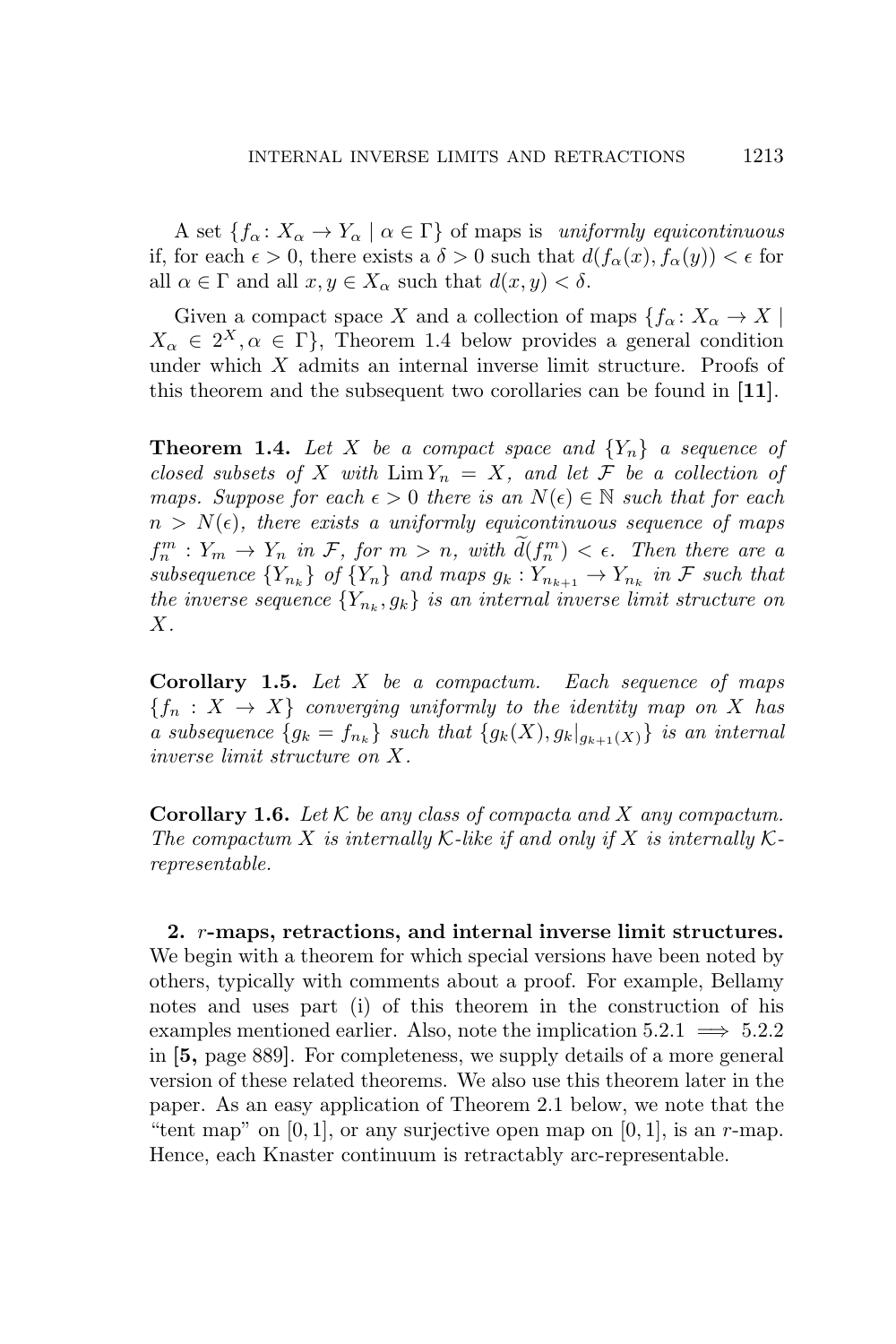A set $\{f_\alpha \colon X_\alpha \to Y_\alpha \mid \alpha \in \Gamma\}$ of maps is *uniformly equicontinuous* if, for each $\epsilon > 0$, there exists a $\delta > 0$ such that $d(f_\alpha(x), f_\alpha(y)) < \epsilon$ for all $\alpha \in \Gamma$ and all $x, y \in X_\alpha$ such that $d(x, y) < \delta$.

Given a compact space $X$ and a collection of maps $\{f_\alpha \colon X_\alpha \to X \mid X_\alpha \in 2^X, \alpha \in \Gamma\}$, Theorem 1.4 below provides a general condition under which $X$ admits an internal inverse limit structure. Proofs of this theorem and the subsequent two corollaries can be found in **[11]**.

**Theorem 1.4.** *Let $X$ be a compact space and $\{Y_n\}$ a sequence of closed subsets of $X$ with $\operatorname{Lim} Y_n = X$, and let $\mathcal{F}$ be a collection of maps. Suppose for each $\epsilon > 0$ there is an $N(\epsilon) \in \mathbb{N}$ such that for each $n > N(\epsilon)$, there exists a uniformly equicontinuous sequence of maps $f_n^m : Y_m \to Y_n$ in $\mathcal{F}$, for $m > n$, with $\widetilde{d}(f_n^m) < \epsilon$. Then there are a subsequence $\{Y_{n_k}\}$ of $\{Y_n\}$ and maps $g_k : Y_{n_{k+1}} \to Y_{n_k}$ in $\mathcal{F}$ such that the inverse sequence $\{Y_{n_k}, g_k\}$ is an internal inverse limit structure on $X$.*

**Corollary 1.5.** *Let $X$ be a compactum. Each sequence of maps $\{f_n : X \to X\}$ converging uniformly to the identity map on $X$ has a subsequence $\{g_k = f_{n_k}\}$ such that $\{g_k(X), g_k|_{g_{k+1}(X)}\}$ is an internal inverse limit structure on $X$.*

**Corollary 1.6.** *Let $\mathcal{K}$ be any class of compacta and $X$ any compactum. The compactum $X$ is internally $\mathcal{K}$-like if and only if $X$ is internally $\mathcal{K}$-representable.*

## 2. $r$-maps, retractions, and internal inverse limit structures.

We begin with a theorem for which special versions have been noted by others, typically with comments about a proof. For example, Bellamy notes and uses part (i) of this theorem in the construction of his examples mentioned earlier. Also, note the implication 5.2.1 $\implies$ 5.2.2 in **[5,** page 889**]**. For completeness, we supply details of a more general version of these related theorems. We also use this theorem later in the paper. As an easy application of Theorem 2.1 below, we note that the "tent map" on $[0, 1]$, or any surjective open map on $[0, 1]$, is an $r$-map. Hence, each Knaster continuum is retractably arc-representable.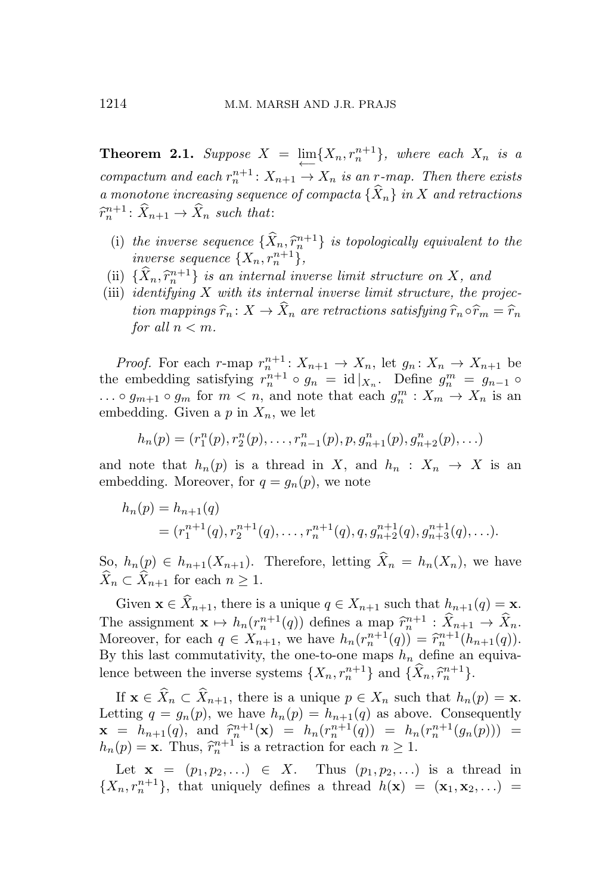**Theorem 2.1.** *Suppose $X = \varprojlim\{X_n, r_n^{n+1}\}$, where each $X_n$ is a compactum and each $r_n^{n+1}\colon X_{n+1} \to X_n$ is an r-map. Then there exists a monotone increasing sequence of compacta $\{\widehat{X}_n\}$ in $X$ and retractions $\widehat{r}_n^{n+1}\colon \widehat{X}_{n+1} \to \widehat{X}_n$ such that*:

- (i) *the inverse sequence $\{\widehat{X}_n, \widehat{r}_n^{n+1}\}$ is topologically equivalent to the inverse sequence $\{X_n, r_n^{n+1}\}$,*
- (ii) *$\{\widehat{X}_n, \widehat{r}_n^{n+1}\}$ is an internal inverse limit structure on $X$, and*
- (iii) *identifying $X$ with its internal inverse limit structure, the projection mappings $\widehat{r}_n\colon X \to \widehat{X}_n$ are retractions satisfying $\widehat{r}_n \circ \widehat{r}_m = \widehat{r}_n$ for all $n < m$.*

*Proof.* For each r-map $r_n^{n+1}\colon X_{n+1} \to X_n$, let $g_n\colon X_n \to X_{n+1}$ be the embedding satisfying $r_n^{n+1} \circ g_n = \mathrm{id}|_{X_n}$. Define $g_n^m = g_{n-1} \circ \ldots \circ g_{m+1} \circ g_m$ for $m < n$, and note that each $g_n^m : X_m \to X_n$ is an embedding. Given a $p$ in $X_n$, we let

$$h_n(p) = (r_1^n(p), r_2^n(p), \ldots, r_{n-1}^n(p), p, g_{n+1}^n(p), g_{n+2}^n(p), \ldots)$$

and note that $h_n(p)$ is a thread in $X$, and $h_n : X_n \to X$ is an embedding. Moreover, for $q = g_n(p)$, we note

$$\begin{aligned} h_n(p) &= h_{n+1}(q) \\ &= (r_1^{n+1}(q), r_2^{n+1}(q), \ldots, r_n^{n+1}(q), q, g_{n+2}^{n+1}(q), g_{n+3}^{n+1}(q), \ldots). \end{aligned}$$

So, $h_n(p) \in h_{n+1}(X_{n+1})$. Therefore, letting $\widehat{X}_n = h_n(X_n)$, we have $\widehat{X}_n \subset \widehat{X}_{n+1}$ for each $n \geq 1$.

Given $\mathbf{x} \in \widehat{X}_{n+1}$, there is a unique $q \in X_{n+1}$ such that $h_{n+1}(q) = \mathbf{x}$. The assignment $\mathbf{x} \mapsto h_n(r_n^{n+1}(q))$ defines a map $\widehat{r}_n^{n+1} : \widehat{X}_{n+1} \to \widehat{X}_n$. Moreover, for each $q \in X_{n+1}$, we have $h_n(r_n^{n+1}(q)) = \widehat{r}_n^{n+1}(h_{n+1}(q))$. By this last commutativity, the one-to-one maps $h_n$ define an equivalence between the inverse systems $\{X_n, r_n^{n+1}\}$ and $\{\widehat{X}_n, \widehat{r}_n^{n+1}\}$.

If $\mathbf{x} \in \widehat{X}_n \subset \widehat{X}_{n+1}$, there is a unique $p \in X_n$ such that $h_n(p) = \mathbf{x}$. Letting $q = g_n(p)$, we have $h_n(p) = h_{n+1}(q)$ as above. Consequently $\mathbf{x} = h_{n+1}(q)$, and $\widehat{r}_n^{n+1}(\mathbf{x}) = h_n(r_n^{n+1}(q)) = h_n(r_n^{n+1}(g_n(p))) = h_n(p) = \mathbf{x}$. Thus, $\widehat{r}_n^{n+1}$ is a retraction for each $n \geq 1$.

Let $\mathbf{x} = (p_1, p_2, \ldots) \in X$. Thus $(p_1, p_2, \ldots)$ is a thread in $\{X_n, r_n^{n+1}\}$, that uniquely defines a thread $h(\mathbf{x}) = (\mathbf{x}_1, \mathbf{x}_2, \ldots) =$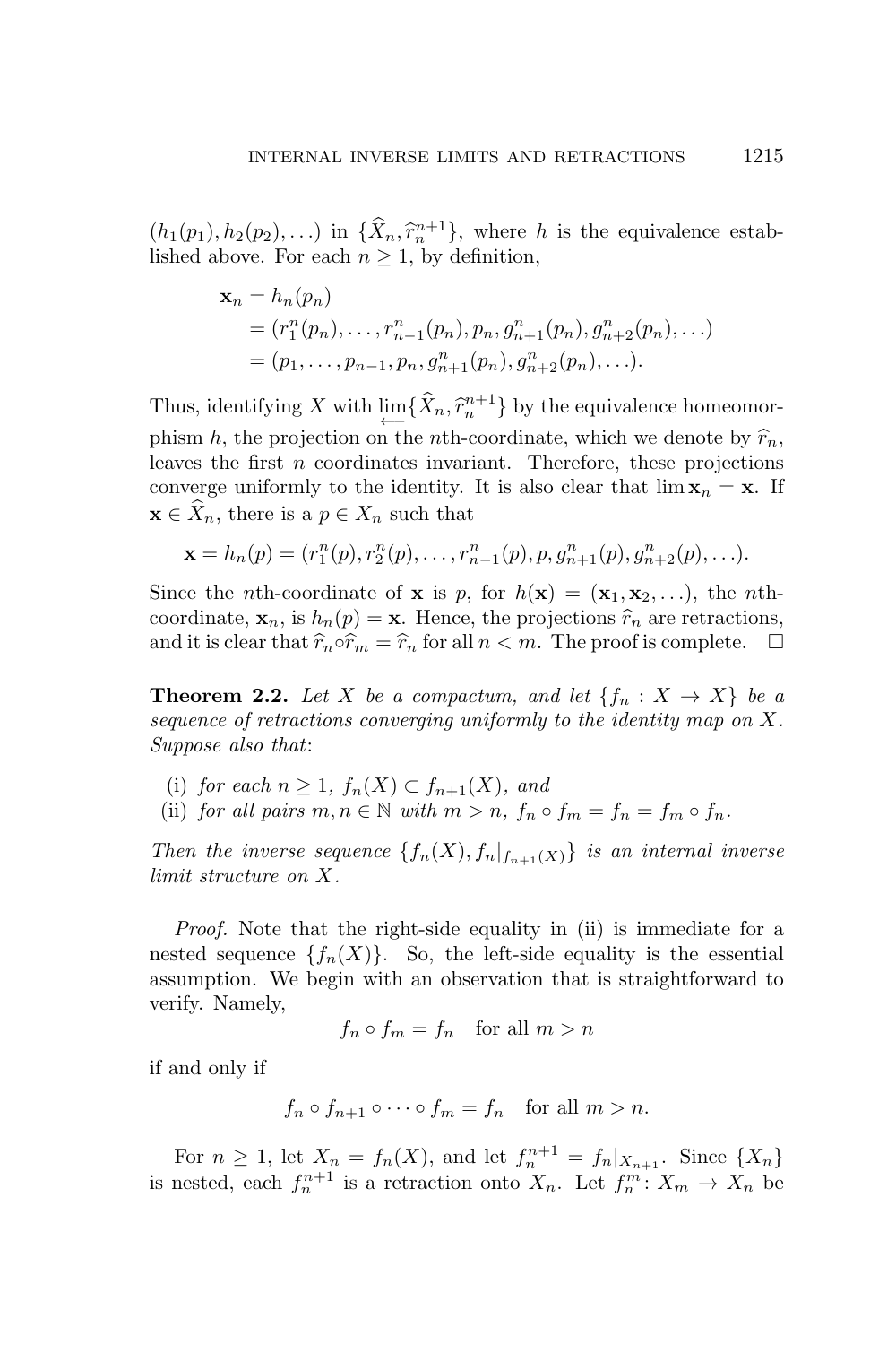$(h_1(p_1), h_2(p_2), \ldots)$ in $\{\widehat{X}_n, \widehat{r}_n^{n+1}\}$, where $h$ is the equivalence established above. For each $n \geq 1$, by definition,

$$\begin{aligned}
\mathbf{x}_n &= h_n(p_n) \\
&= (r_1^n(p_n), \ldots, r_{n-1}^n(p_n), p_n, g_{n+1}^n(p_n), g_{n+2}^n(p_n), \ldots) \\
&= (p_1, \ldots, p_{n-1}, p_n, g_{n+1}^n(p_n), g_{n+2}^n(p_n), \ldots).
\end{aligned}$$

Thus, identifying $X$ with $\varprojlim\{\widehat{X}_n, \widehat{r}_n^{n+1}\}$ by the equivalence homeomorphism $h$, the projection on the $n$th-coordinate, which we denote by $\widehat{r}_n$, leaves the first $n$ coordinates invariant. Therefore, these projections converge uniformly to the identity. It is also clear that $\lim \mathbf{x}_n = \mathbf{x}$. If $\mathbf{x} \in \widehat{X}_n$, there is a $p \in X_n$ such that

$$\mathbf{x} = h_n(p) = (r_1^n(p), r_2^n(p), \ldots, r_{n-1}^n(p), p, g_{n+1}^n(p), g_{n+2}^n(p), \ldots).$$

Since the $n$th-coordinate of $\mathbf{x}$ is $p$, for $h(\mathbf{x}) = (\mathbf{x}_1, \mathbf{x}_2, \ldots)$, the $n$th-coordinate, $\mathbf{x}_n$, is $h_n(p) = \mathbf{x}$. Hence, the projections $\widehat{r}_n$ are retractions, and it is clear that $\widehat{r}_n \circ \widehat{r}_m = \widehat{r}_n$ for all $n < m$. The proof is complete. $\square$

**Theorem 2.2.** *Let $X$ be a compactum, and let $\{f_n : X \to X\}$ be a sequence of retractions converging uniformly to the identity map on $X$. Suppose also that*:

(i) *for each $n \geq 1$, $f_n(X) \subset f_{n+1}(X)$, and*
(ii) *for all pairs $m, n \in \mathbb{N}$ with $m > n$, $f_n \circ f_m = f_n = f_m \circ f_n$.*

*Then the inverse sequence $\{f_n(X), f_n|_{f_{n+1}(X)}\}$ is an internal inverse limit structure on $X$.*

*Proof.* Note that the right-side equality in (ii) is immediate for a nested sequence $\{f_n(X)\}$. So, the left-side equality is the essential assumption. We begin with an observation that is straightforward to verify. Namely,

$$f_n \circ f_m = f_n \quad \text{for all } m > n$$

if and only if

$$f_n \circ f_{n+1} \circ \cdots \circ f_m = f_n \quad \text{for all } m > n.$$

For $n \geq 1$, let $X_n = f_n(X)$, and let $f_n^{n+1} = f_n|_{X_{n+1}}$. Since $\{X_n\}$ is nested, each $f_n^{n+1}$ is a retraction onto $X_n$. Let $f_n^m \colon X_m \to X_n$ be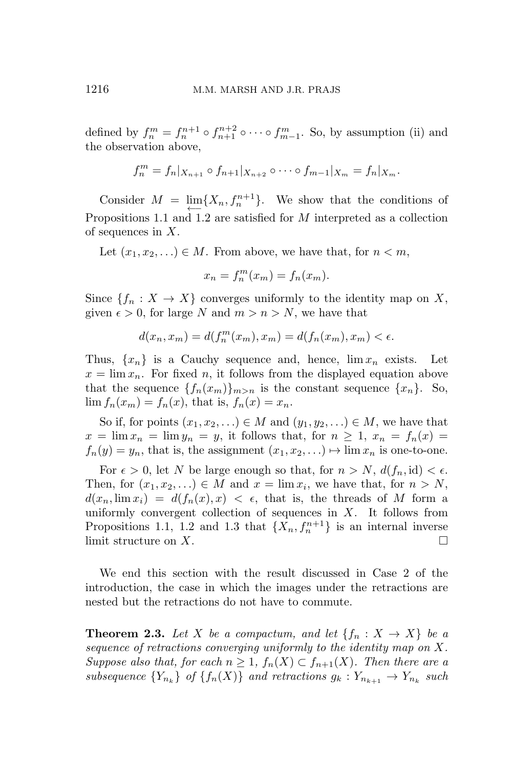defined by $f_n^m = f_n^{n+1} \circ f_{n+1}^{n+2} \circ \cdots \circ f_{m-1}^m$. So, by assumption (ii) and the observation above,

$$f_n^m = f_n|_{X_{n+1}} \circ f_{n+1}|_{X_{n+2}} \circ \cdots \circ f_{m-1}|_{X_m} = f_n|_{X_m}.$$

Consider $M = \varprojlim\{X_n, f_n^{n+1}\}$. We show that the conditions of Propositions 1.1 and 1.2 are satisfied for $M$ interpreted as a collection of sequences in $X$.

Let $(x_1, x_2, \ldots) \in M$. From above, we have that, for $n < m$,

$$x_n = f_n^m(x_m) = f_n(x_m).$$

Since $\{f_n : X \to X\}$ converges uniformly to the identity map on $X$, given $\epsilon > 0$, for large $N$ and $m > n > N$, we have that

$$d(x_n, x_m) = d(f_n^m(x_m), x_m) = d(f_n(x_m), x_m) < \epsilon.$$

Thus, $\{x_n\}$ is a Cauchy sequence and, hence, $\lim x_n$ exists. Let $x = \lim x_n$. For fixed $n$, it follows from the displayed equation above that the sequence $\{f_n(x_m)\}_{m>n}$ is the constant sequence $\{x_n\}$. So, $\lim f_n(x_m) = f_n(x)$, that is, $f_n(x) = x_n$.

So if, for points $(x_1, x_2, \ldots) \in M$ and $(y_1, y_2, \ldots) \in M$, we have that $x = \lim x_n = \lim y_n = y$, it follows that, for $n \geq 1$, $x_n = f_n(x) = f_n(y) = y_n$, that is, the assignment $(x_1, x_2, \ldots) \mapsto \lim x_n$ is one-to-one.

For $\epsilon > 0$, let $N$ be large enough so that, for $n > N$, $d(f_n, \mathrm{id}) < \epsilon$. Then, for $(x_1, x_2, \ldots) \in M$ and $x = \lim x_i$, we have that, for $n > N$, $d(x_n, \lim x_i) = d(f_n(x), x) < \epsilon$, that is, the threads of $M$ form a uniformly convergent collection of sequences in $X$. It follows from Propositions 1.1, 1.2 and 1.3 that $\{X_n, f_n^{n+1}\}$ is an internal inverse limit structure on $X$. $\square$

We end this section with the result discussed in Case 2 of the introduction, the case in which the images under the retractions are nested but the retractions do not have to commute.

**Theorem 2.3.** *Let $X$ be a compactum, and let $\{f_n : X \to X\}$ be a sequence of retractions converging uniformly to the identity map on $X$. Suppose also that, for each $n \geq 1$, $f_n(X) \subset f_{n+1}(X)$. Then there are a subsequence $\{Y_{n_k}\}$ of $\{f_n(X)\}$ and retractions $g_k : Y_{n_{k+1}} \to Y_{n_k}$ such*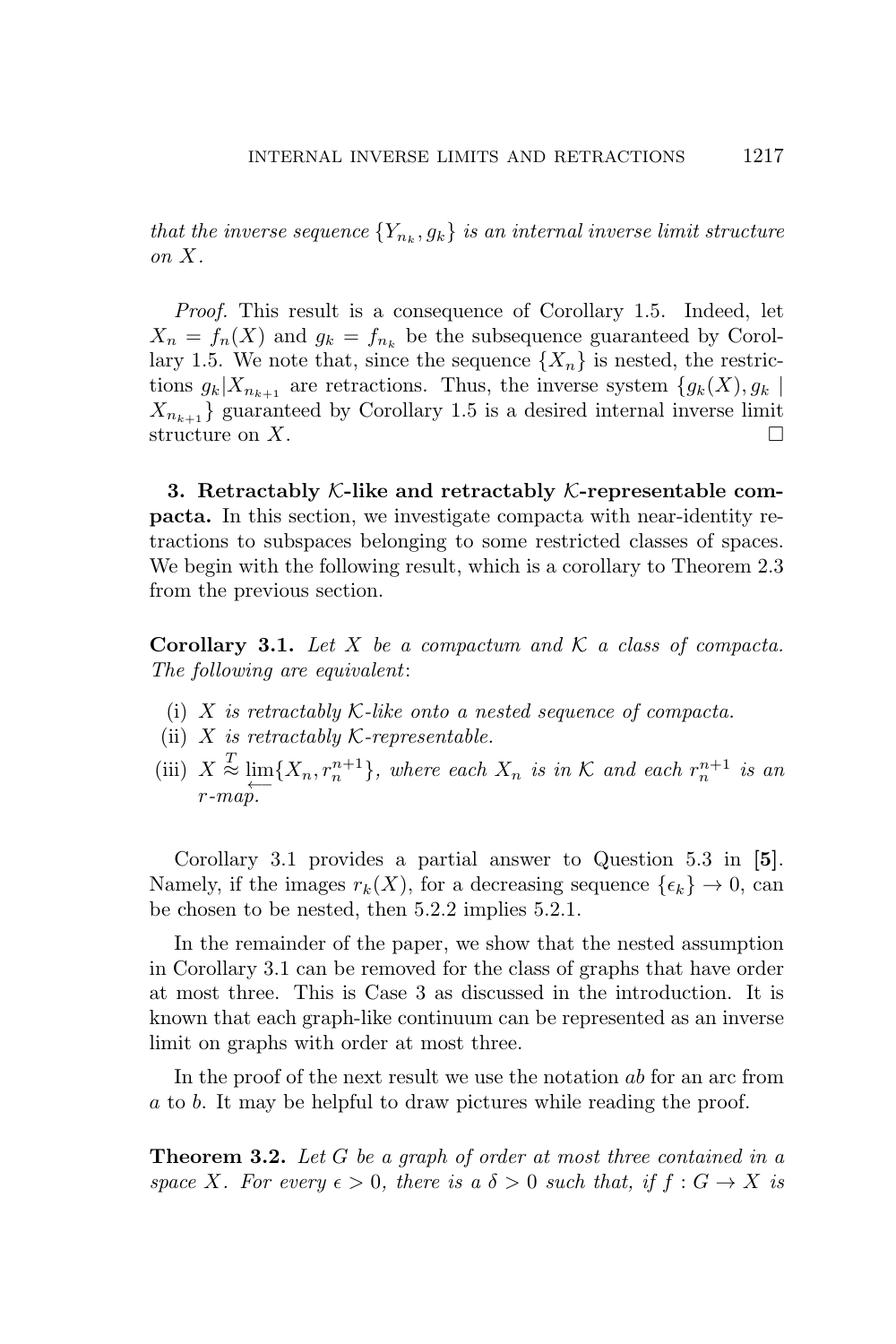*that the inverse sequence $\{Y_{n_k}, g_k\}$ is an internal inverse limit structure on $X$.*

*Proof.* This result is a consequence of Corollary 1.5. Indeed, let $X_n = f_n(X)$ and $g_k = f_{n_k}$ be the subsequence guaranteed by Corollary 1.5. We note that, since the sequence $\{X_n\}$ is nested, the restrictions $g_k|X_{n_{k+1}}$ are retractions. Thus, the inverse system $\{g_k(X), g_k \mid X_{n_{k+1}}\}$ guaranteed by Corollary 1.5 is a desired internal inverse limit structure on $X$. $\square$

**3. Retractably $\mathcal{K}$-like and retractably $\mathcal{K}$-representable compacta.** In this section, we investigate compacta with near-identity retractions to subspaces belonging to some restricted classes of spaces. We begin with the following result, which is a corollary to Theorem 2.3 from the previous section.

**Corollary 3.1.** *Let $X$ be a compactum and $\mathcal{K}$ a class of compacta. The following are equivalent*:

(i) *$X$ is retractably $\mathcal{K}$-like onto a nested sequence of compacta.*

(ii) *$X$ is retractably $\mathcal{K}$-representable.*

(iii) *$X \overset{T}{\approx} \varprojlim\{X_n, r_n^{n+1}\}$, where each $X_n$ is in $\mathcal{K}$ and each $r_n^{n+1}$ is an $r$-map.*

Corollary 3.1 provides a partial answer to Question 5.3 in **[5]**. Namely, if the images $r_k(X)$, for a decreasing sequence $\{\epsilon_k\} \to 0$, can be chosen to be nested, then 5.2.2 implies 5.2.1.

In the remainder of the paper, we show that the nested assumption in Corollary 3.1 can be removed for the class of graphs that have order at most three. This is Case 3 as discussed in the introduction. It is known that each graph-like continuum can be represented as an inverse limit on graphs with order at most three.

In the proof of the next result we use the notation $ab$ for an arc from $a$ to $b$. It may be helpful to draw pictures while reading the proof.

**Theorem 3.2.** *Let $G$ be a graph of order at most three contained in a space $X$. For every $\epsilon > 0$, there is a $\delta > 0$ such that, if $f : G \to X$ is*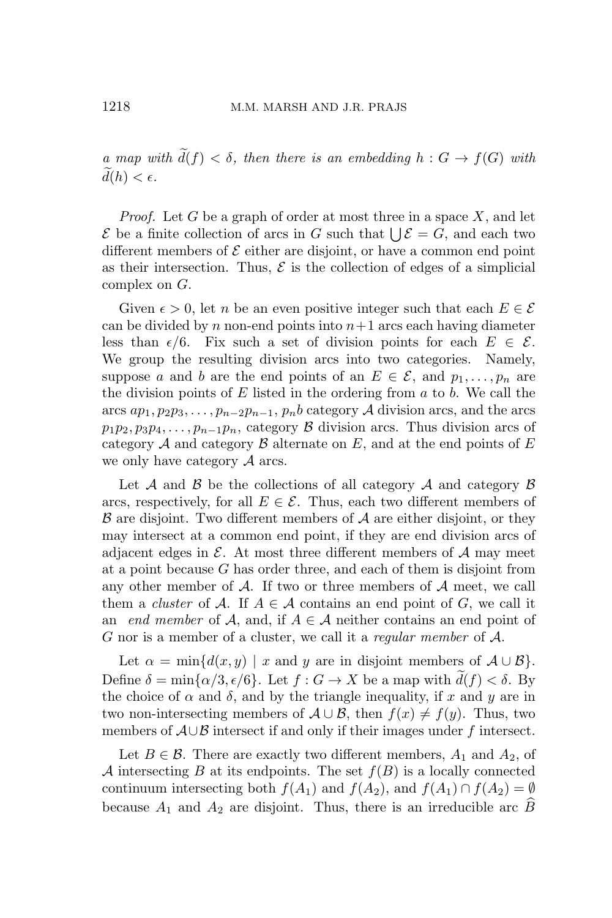*a map with* $\widetilde{d}(f) < \delta$*, then there is an embedding* $h : G \to f(G)$ *with* $\widetilde{d}(h) < \epsilon$*.*

*Proof.* Let $G$ be a graph of order at most three in a space $X$, and let $\mathcal{E}$ be a finite collection of arcs in $G$ such that $\bigcup \mathcal{E} = G$, and each two different members of $\mathcal{E}$ either are disjoint, or have a common end point as their intersection. Thus, $\mathcal{E}$ is the collection of edges of a simplicial complex on $G$.

Given $\epsilon > 0$, let $n$ be an even positive integer such that each $E \in \mathcal{E}$ can be divided by $n$ non-end points into $n+1$ arcs each having diameter less than $\epsilon/6$. Fix such a set of division points for each $E \in \mathcal{E}$. We group the resulting division arcs into two categories. Namely, suppose $a$ and $b$ are the end points of an $E \in \mathcal{E}$, and $p_1, \dots, p_n$ are the division points of $E$ listed in the ordering from $a$ to $b$. We call the arcs $ap_1, p_2p_3, \dots, p_{n-2}p_{n-1}$, $p_nb$ category $\mathcal{A}$ division arcs, and the arcs $p_1p_2, p_3p_4, \dots, p_{n-1}p_n$, category $\mathcal{B}$ division arcs. Thus division arcs of category $\mathcal{A}$ and category $\mathcal{B}$ alternate on $E$, and at the end points of $E$ we only have category $\mathcal{A}$ arcs.

Let $\mathcal{A}$ and $\mathcal{B}$ be the collections of all category $\mathcal{A}$ and category $\mathcal{B}$ arcs, respectively, for all $E \in \mathcal{E}$. Thus, each two different members of $\mathcal{B}$ are disjoint. Two different members of $\mathcal{A}$ are either disjoint, or they may intersect at a common end point, if they are end division arcs of adjacent edges in $\mathcal{E}$. At most three different members of $\mathcal{A}$ may meet at a point because $G$ has order three, and each of them is disjoint from any other member of $\mathcal{A}$. If two or three members of $\mathcal{A}$ meet, we call them a *cluster* of $\mathcal{A}$. If $A \in \mathcal{A}$ contains an end point of $G$, we call it an *end member* of $\mathcal{A}$, and, if $A \in \mathcal{A}$ neither contains an end point of $G$ nor is a member of a cluster, we call it a *regular member* of $\mathcal{A}$.

Let $\alpha = \min\{d(x, y) \mid x \text{ and } y \text{ are in disjoint members of } \mathcal{A} \cup \mathcal{B}\}$. Define $\delta = \min\{\alpha/3, \epsilon/6\}$. Let $f : G \to X$ be a map with $\widetilde{d}(f) < \delta$. By the choice of $\alpha$ and $\delta$, and by the triangle inequality, if $x$ and $y$ are in two non-intersecting members of $\mathcal{A} \cup \mathcal{B}$, then $f(x) \neq f(y)$. Thus, two members of $\mathcal{A} \cup \mathcal{B}$ intersect if and only if their images under $f$ intersect.

Let $B \in \mathcal{B}$. There are exactly two different members, $A_1$ and $A_2$, of $\mathcal{A}$ intersecting $B$ at its endpoints. The set $f(B)$ is a locally connected continuum intersecting both $f(A_1)$ and $f(A_2)$, and $f(A_1) \cap f(A_2) = \emptyset$ because $A_1$ and $A_2$ are disjoint. Thus, there is an irreducible arc $\widehat{B}$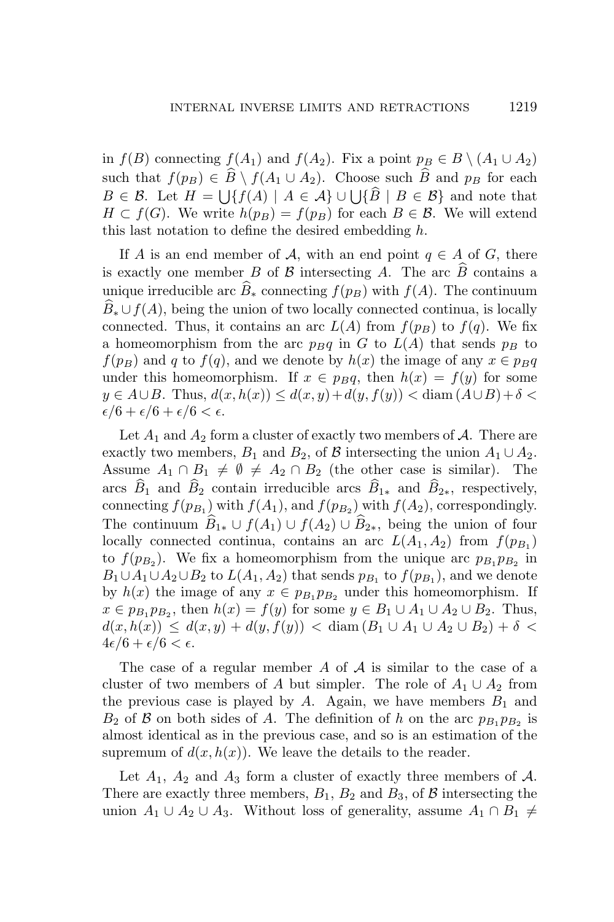in $f(B)$ connecting $f(A_1)$ and $f(A_2)$. Fix a point $p_B \in B \setminus (A_1 \cup A_2)$ such that $f(p_B) \in \widehat{B} \setminus f(A_1 \cup A_2)$. Choose such $\widehat{B}$ and $p_B$ for each $B \in \mathcal{B}$. Let $H = \bigcup\{f(A) \mid A \in \mathcal{A}\} \cup \bigcup\{\widehat{B} \mid B \in \mathcal{B}\}$ and note that $H \subset f(G)$. We write $h(p_B) = f(p_B)$ for each $B \in \mathcal{B}$. We will extend this last notation to define the desired embedding $h$.

If $A$ is an end member of $\mathcal{A}$, with an end point $q \in A$ of $G$, there is exactly one member $B$ of $\mathcal{B}$ intersecting $A$. The arc $\widehat{B}$ contains a unique irreducible arc $\widehat{B}_*$ connecting $f(p_B)$ with $f(A)$. The continuum $\widehat{B}_* \cup f(A)$, being the union of two locally connected continua, is locally connected. Thus, it contains an arc $L(A)$ from $f(p_B)$ to $f(q)$. We fix a homeomorphism from the arc $p_B q$ in $G$ to $L(A)$ that sends $p_B$ to $f(p_B)$ and $q$ to $f(q)$, and we denote by $h(x)$ the image of any $x \in p_B q$ under this homeomorphism. If $x \in p_B q$, then $h(x) = f(y)$ for some $y \in A \cup B$. Thus, $d(x, h(x)) \leq d(x, y) + d(y, f(y)) < \operatorname{diam}(A \cup B) + \delta < \epsilon/6 + \epsilon/6 + \epsilon/6 < \epsilon$.

Let $A_1$ and $A_2$ form a cluster of exactly two members of $\mathcal{A}$. There are exactly two members, $B_1$ and $B_2$, of $\mathcal{B}$ intersecting the union $A_1 \cup A_2$. Assume $A_1 \cap B_1 \neq \emptyset \neq A_2 \cap B_2$ (the other case is similar). The arcs $\widehat{B}_1$ and $\widehat{B}_2$ contain irreducible arcs $\widehat{B}_{1*}$ and $\widehat{B}_{2*}$, respectively, connecting $f(p_{B_1})$ with $f(A_1)$, and $f(p_{B_2})$ with $f(A_2)$, correspondingly. The continuum $\widehat{B}_{1*} \cup f(A_1) \cup f(A_2) \cup \widehat{B}_{2*}$, being the union of four locally connected continua, contains an arc $L(A_1, A_2)$ from $f(p_{B_1})$ to $f(p_{B_2})$. We fix a homeomorphism from the unique arc $p_{B_1} p_{B_2}$ in $B_1 \cup A_1 \cup A_2 \cup B_2$ to $L(A_1, A_2)$ that sends $p_{B_1}$ to $f(p_{B_1})$, and we denote by $h(x)$ the image of any $x \in p_{B_1} p_{B_2}$ under this homeomorphism. If $x \in p_{B_1} p_{B_2}$, then $h(x) = f(y)$ for some $y \in B_1 \cup A_1 \cup A_2 \cup B_2$. Thus, $d(x, h(x)) \leq d(x, y) + d(y, f(y)) < \operatorname{diam}(B_1 \cup A_1 \cup A_2 \cup B_2) + \delta < 4\epsilon/6 + \epsilon/6 < \epsilon$.

The case of a regular member $A$ of $\mathcal{A}$ is similar to the case of a cluster of two members of $A$ but simpler. The role of $A_1 \cup A_2$ from the previous case is played by $A$. Again, we have members $B_1$ and $B_2$ of $\mathcal{B}$ on both sides of $A$. The definition of $h$ on the arc $p_{B_1} p_{B_2}$ is almost identical as in the previous case, and so is an estimation of the supremum of $d(x, h(x))$. We leave the details to the reader.

Let $A_1$, $A_2$ and $A_3$ form a cluster of exactly three members of $\mathcal{A}$. There are exactly three members, $B_1$, $B_2$ and $B_3$, of $\mathcal{B}$ intersecting the union $A_1 \cup A_2 \cup A_3$. Without loss of generality, assume $A_1 \cap B_1 \neq$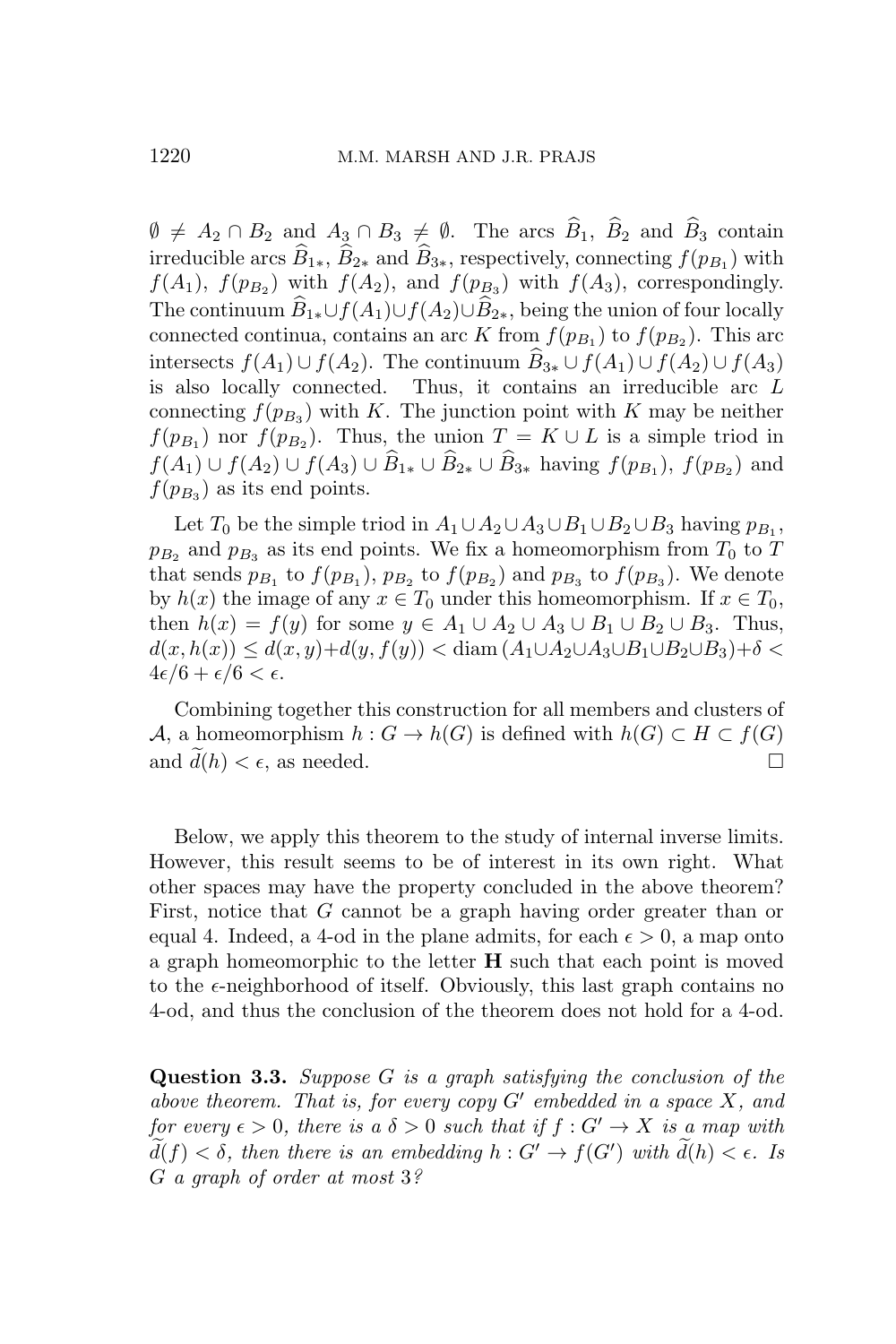$\emptyset \neq A_2 \cap B_2$ and $A_3 \cap B_3 \neq \emptyset$. The arcs $\widehat{B}_1$, $\widehat{B}_2$ and $\widehat{B}_3$ contain irreducible arcs $\widehat{B}_{1*}$, $\widehat{B}_{2*}$ and $\widehat{B}_{3*}$, respectively, connecting $f(p_{B_1})$ with $f(A_1)$, $f(p_{B_2})$ with $f(A_2)$, and $f(p_{B_3})$ with $f(A_3)$, correspondingly. The continuum $\widehat{B}_{1*} \cup f(A_1) \cup f(A_2) \cup \widehat{B}_{2*}$, being the union of four locally connected continua, contains an arc $K$ from $f(p_{B_1})$ to $f(p_{B_2})$. This arc intersects $f(A_1) \cup f(A_2)$. The continuum $\widehat{B}_{3*} \cup f(A_1) \cup f(A_2) \cup f(A_3)$ is also locally connected. Thus, it contains an irreducible arc $L$ connecting $f(p_{B_3})$ with $K$. The junction point with $K$ may be neither $f(p_{B_1})$ nor $f(p_{B_2})$. Thus, the union $T = K \cup L$ is a simple triod in $f(A_1) \cup f(A_2) \cup f(A_3) \cup \widehat{B}_{1*} \cup \widehat{B}_{2*} \cup \widehat{B}_{3*}$ having $f(p_{B_1})$, $f(p_{B_2})$ and $f(p_{B_3})$ as its end points.

Let $T_0$ be the simple triod in $A_1 \cup A_2 \cup A_3 \cup B_1 \cup B_2 \cup B_3$ having $p_{B_1}$, $p_{B_2}$ and $p_{B_3}$ as its end points. We fix a homeomorphism from $T_0$ to $T$ that sends $p_{B_1}$ to $f(p_{B_1})$, $p_{B_2}$ to $f(p_{B_2})$ and $p_{B_3}$ to $f(p_{B_3})$. We denote by $h(x)$ the image of any $x \in T_0$ under this homeomorphism. If $x \in T_0$, then $h(x) = f(y)$ for some $y \in A_1 \cup A_2 \cup A_3 \cup B_1 \cup B_2 \cup B_3$. Thus, $d(x, h(x)) \leq d(x, y) + d(y, f(y)) < \operatorname{diam}(A_1 \cup A_2 \cup A_3 \cup B_1 \cup B_2 \cup B_3) + \delta < 4\epsilon/6 + \epsilon/6 < \epsilon$.

Combining together this construction for all members and clusters of $\mathcal{A}$, a homeomorphism $h : G \to h(G)$ is defined with $h(G) \subset H \subset f(G)$ and $\widetilde{d}(h) < \epsilon$, as needed. $\square$

Below, we apply this theorem to the study of internal inverse limits. However, this result seems to be of interest in its own right. What other spaces may have the property concluded in the above theorem? First, notice that $G$ cannot be a graph having order greater than or equal 4. Indeed, a 4-od in the plane admits, for each $\epsilon > 0$, a map onto a graph homeomorphic to the letter **H** such that each point is moved to the $\epsilon$-neighborhood of itself. Obviously, this last graph contains no 4-od, and thus the conclusion of the theorem does not hold for a 4-od.

**Question 3.3.** *Suppose $G$ is a graph satisfying the conclusion of the above theorem. That is, for every copy $G'$ embedded in a space $X$, and for every $\epsilon > 0$, there is a $\delta > 0$ such that if $f : G' \to X$ is a map with $\widetilde{d}(f) < \delta$, then there is an embedding $h : G' \to f(G')$ with $\widetilde{d}(h) < \epsilon$. Is $G$ a graph of order at most 3?*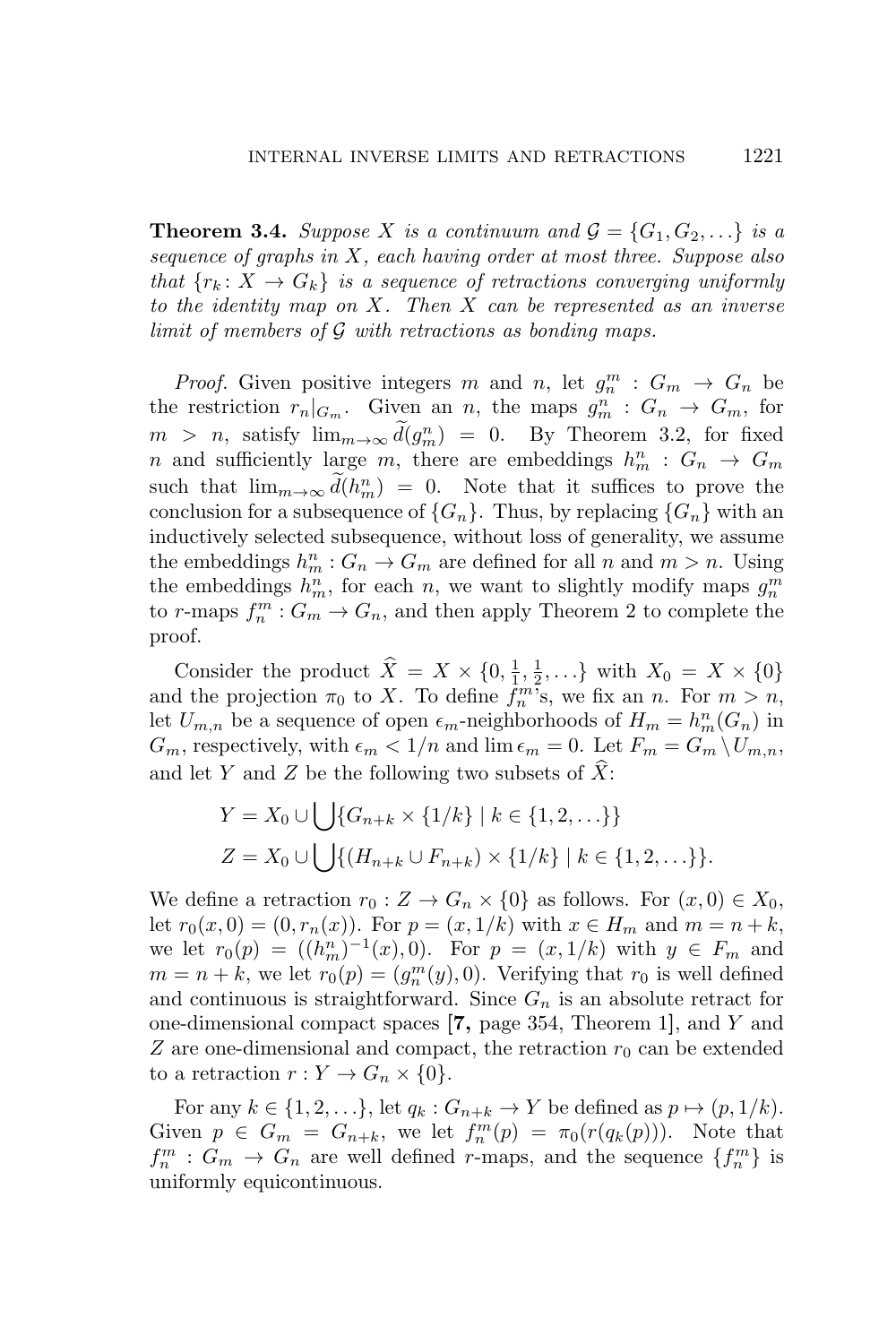**Theorem 3.4.** *Suppose $X$ is a continuum and $\mathcal{G} = \{G_1, G_2, \ldots\}$ is a sequence of graphs in $X$, each having order at most three. Suppose also that $\{r_k \colon X \to G_k\}$ is a sequence of retractions converging uniformly to the identity map on $X$. Then $X$ can be represented as an inverse limit of members of $\mathcal{G}$ with retractions as bonding maps.*

*Proof.* Given positive integers $m$ and $n$, let $g^m_n : G_m \to G_n$ be the restriction $r_n|_{G_m}$. Given an $n$, the maps $g^n_m : G_n \to G_m$, for $m > n$, satisfy $\lim_{m\to\infty} \widetilde{d}(g^n_m) = 0$. By Theorem 3.2, for fixed $n$ and sufficiently large $m$, there are embeddings $h^n_m : G_n \to G_m$ such that $\lim_{m\to\infty} \widetilde{d}(h^n_m) = 0$. Note that it suffices to prove the conclusion for a subsequence of $\{G_n\}$. Thus, by replacing $\{G_n\}$ with an inductively selected subsequence, without loss of generality, we assume the embeddings $h^n_m : G_n \to G_m$ are defined for all $n$ and $m > n$. Using the embeddings $h^n_m$, for each $n$, we want to slightly modify maps $g^m_n$ to $r$-maps $f^m_n : G_m \to G_n$, and then apply Theorem 2 to complete the proof.

Consider the product $\widehat{X} = X \times \{0, \frac{1}{1}, \frac{1}{2}, \ldots\}$ with $X_0 = X \times \{0\}$ and the projection $\pi_0$ to $X$. To define $f^m_n$'s, we fix an $n$. For $m > n$, let $U_{m,n}$ be a sequence of open $\epsilon_m$-neighborhoods of $H_m = h^n_m(G_n)$ in $G_m$, respectively, with $\epsilon_m < 1/n$ and $\lim \epsilon_m = 0$. Let $F_m = G_m \setminus U_{m,n}$, and let $Y$ and $Z$ be the following two subsets of $\widehat{X}$:

$$Y = X_0 \cup \bigcup\{G_{n+k} \times \{1/k\} \mid k \in \{1, 2, \ldots\}\}$$

$$Z = X_0 \cup \bigcup\{(H_{n+k} \cup F_{n+k}) \times \{1/k\} \mid k \in \{1, 2, \ldots\}\}.$$

We define a retraction $r_0 : Z \to G_n \times \{0\}$ as follows. For $(x, 0) \in X_0$, let $r_0(x, 0) = (0, r_n(x))$. For $p = (x, 1/k)$ with $x \in H_m$ and $m = n + k$, we let $r_0(p) = ((h^n_m)^{-1}(x), 0)$. For $p = (x, 1/k)$ with $y \in F_m$ and $m = n + k$, we let $r_0(p) = (g^m_n(y), 0)$. Verifying that $r_0$ is well defined and continuous is straightforward. Since $G_n$ is an absolute retract for one-dimensional compact spaces [**7,** page 354, Theorem 1], and $Y$ and $Z$ are one-dimensional and compact, the retraction $r_0$ can be extended to a retraction $r : Y \to G_n \times \{0\}$.

For any $k \in \{1, 2, \ldots\}$, let $q_k : G_{n+k} \to Y$ be defined as $p \mapsto (p, 1/k)$. Given $p \in G_m = G_{n+k}$, we let $f^m_n(p) = \pi_0(r(q_k(p)))$. Note that $f^m_n : G_m \to G_n$ are well defined $r$-maps, and the sequence $\{f^m_n\}$ is uniformly equicontinuous.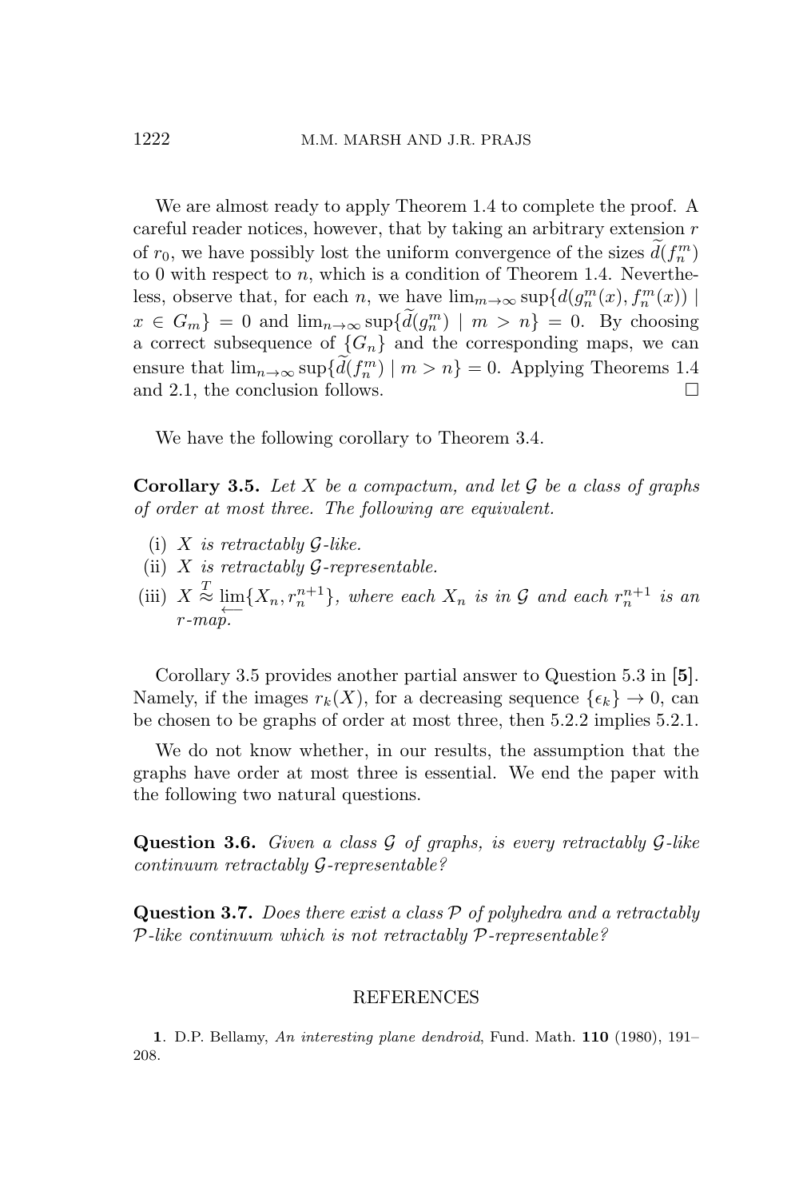We are almost ready to apply Theorem 1.4 to complete the proof. A careful reader notices, however, that by taking an arbitrary extension $r$ of $r_0$, we have possibly lost the uniform convergence of the sizes $\widetilde{d}(f_n^m)$ to 0 with respect to $n$, which is a condition of Theorem 1.4. Nevertheless, observe that, for each $n$, we have $\lim_{m\to\infty}\sup\{d(g_n^m(x), f_n^m(x)) \mid x \in G_m\} = 0$ and $\lim_{n\to\infty}\sup\{\widetilde{d}(g_n^m) \mid m > n\} = 0$. By choosing a correct subsequence of $\{G_n\}$ and the corresponding maps, we can ensure that $\lim_{n\to\infty}\sup\{\widetilde{d}(f_n^m) \mid m > n\} = 0$. Applying Theorems 1.4 and 2.1, the conclusion follows. $\square$

We have the following corollary to Theorem 3.4.

**Corollary 3.5.** *Let $X$ be a compactum, and let $\mathcal{G}$ be a class of graphs of order at most three. The following are equivalent.*

(i) *$X$ is retractably $\mathcal{G}$-like.*

(ii) *$X$ is retractably $\mathcal{G}$-representable.*

(iii) *$X \overset{T}{\approx} \varprojlim\{X_n, r_n^{n+1}\}$, where each $X_n$ is in $\mathcal{G}$ and each $r_n^{n+1}$ is an $r$-map.*

Corollary 3.5 provides another partial answer to Question 5.3 in **[5]**. Namely, if the images $r_k(X)$, for a decreasing sequence $\{\epsilon_k\} \to 0$, can be chosen to be graphs of order at most three, then 5.2.2 implies 5.2.1.

We do not know whether, in our results, the assumption that the graphs have order at most three is essential. We end the paper with the following two natural questions.

**Question 3.6.** *Given a class $\mathcal{G}$ of graphs, is every retractably $\mathcal{G}$-like continuum retractably $\mathcal{G}$-representable?*

**Question 3.7.** *Does there exist a class $\mathcal{P}$ of polyhedra and a retractably $\mathcal{P}$-like continuum which is not retractably $\mathcal{P}$-representable?*

## REFERENCES

**1**. D.P. Bellamy, *An interesting plane dendroid*, Fund. Math. **110** (1980), 191–208.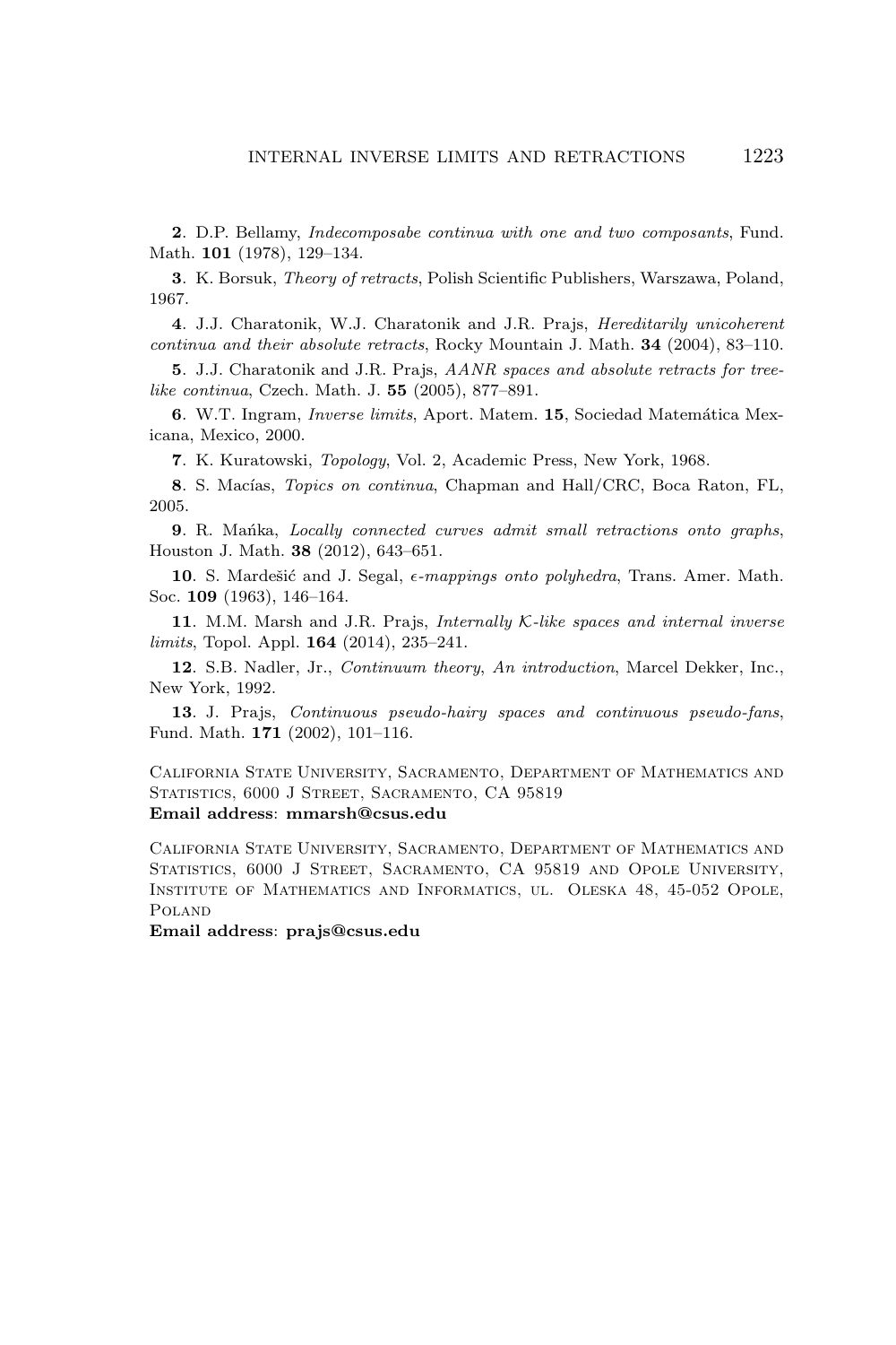**2**. D.P. Bellamy, *Indecomposabe continua with one and two composants*, Fund. Math. **101** (1978), 129–134.

**3**. K. Borsuk, *Theory of retracts*, Polish Scientific Publishers, Warszawa, Poland, 1967.

**4**. J.J. Charatonik, W.J. Charatonik and J.R. Prajs, *Hereditarily unicoherent continua and their absolute retracts*, Rocky Mountain J. Math. **34** (2004), 83–110.

**5**. J.J. Charatonik and J.R. Prajs, *AANR spaces and absolute retracts for tree-like continua*, Czech. Math. J. **55** (2005), 877–891.

**6**. W.T. Ingram, *Inverse limits*, Aport. Matem. **15**, Sociedad Matemática Mexicana, Mexico, 2000.

**7**. K. Kuratowski, *Topology*, Vol. 2, Academic Press, New York, 1968.

**8**. S. Macías, *Topics on continua*, Chapman and Hall/CRC, Boca Raton, FL, 2005.

**9**. R. Mańka, *Locally connected curves admit small retractions onto graphs*, Houston J. Math. **38** (2012), 643–651.

**10**. S. Mardešić and J. Segal, *$\epsilon$-mappings onto polyhedra*, Trans. Amer. Math. Soc. **109** (1963), 146–164.

**11**. M.M. Marsh and J.R. Prajs, *Internally $\mathcal{K}$-like spaces and internal inverse limits*, Topol. Appl. **164** (2014), 235–241.

**12**. S.B. Nadler, Jr., *Continuum theory*, *An introduction*, Marcel Dekker, Inc., New York, 1992.

**13**. J. Prajs, *Continuous pseudo-hairy spaces and continuous pseudo-fans*, Fund. Math. **171** (2002), 101–116.

California State University, Sacramento, Department of Mathematics and Statistics, 6000 J Street, Sacramento, CA 95819
**Email address**: **mmarsh@csus.edu**

California State University, Sacramento, Department of Mathematics and Statistics, 6000 J Street, Sacramento, CA 95819 and Opole University, Institute of Mathematics and Informatics, ul. Oleska 48, 45-052 Opole, Poland
**Email address**: **prajs@csus.edu**